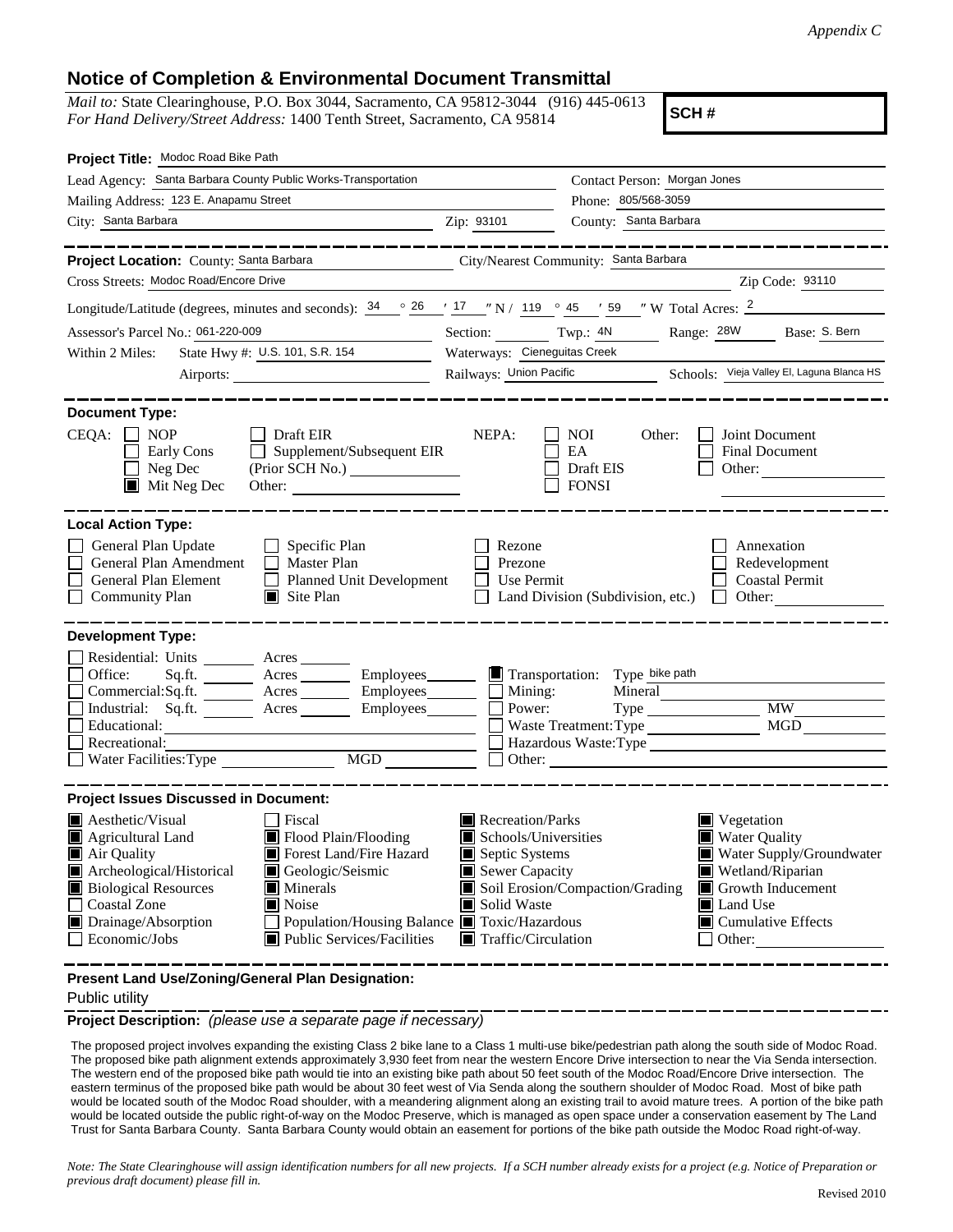*Appendix C*

## Notice of Completion & Environmental Document Transmittal

*Mail to:* State Clearinghouse, P.O. Box 3044, Sacramento, CA 95812-3044 (916) 445-0613
*For Hand Delivery/Street Address:* 1400 Tenth Street, Sacramento, CA 95814

**SCH #**

**Project Title:** Modoc Road Bike Path

Lead Agency: Santa Barbara County Public Works-Transportation
Contact Person: Morgan Jones
Mailing Address: 123 E. Anapamu Street
Phone: 805/568-3059
City: Santa Barbara
Zip: 93101
County: Santa Barbara

**Project Location:** County: Santa Barbara
City/Nearest Community: Santa Barbara
Cross Streets: Modoc Road/Encore Drive
Zip Code: 93110
Longitude/Latitude (degrees, minutes and seconds): 34 ° 26 ′ 17 ″ N / 119 ° 45 ′ 59 ″ W Total Acres: 2
Assessor's Parcel No.: 061-220-009
Section: ______ Twp.: 4N Range: 28W Base: S. Bern
Within 2 Miles: State Hwy #: U.S. 101, S.R. 154
Waterways: Cieneguitas Creek
Airports: ______
Railways: Union Pacific
Schools: Vieja Valley El, Laguna Blanca HS

**Document Type:**

CEQA:
- ☐ NOP
- ☐ Early Cons
- ☐ Neg Dec
- ☒ Mit Neg Dec
- ☐ Draft EIR
- ☐ Supplement/Subsequent EIR (Prior SCH No.) ______
- Other: ______

NEPA:
- ☐ NOI
- ☐ EA
- ☐ Draft EIS
- ☐ FONSI

Other:
- ☐ Joint Document
- ☐ Final Document
- ☐ Other: ______

**Local Action Type:**

- ☐ General Plan Update
- ☐ General Plan Amendment
- ☐ General Plan Element
- ☐ Community Plan
- ☐ Specific Plan
- ☐ Master Plan
- ☐ Planned Unit Development
- ☒ Site Plan
- ☐ Rezone
- ☐ Prezone
- ☐ Use Permit
- ☐ Land Division (Subdivision, etc.)
- ☐ Annexation
- ☐ Redevelopment
- ☐ Coastal Permit
- ☐ Other: ______

**Development Type:**

- ☐ Residential: Units ______ Acres ______
- ☐ Office: Sq.ft. ______ Acres ______ Employees ______
- ☐ Commercial: Sq.ft. ______ Acres ______ Employees ______
- ☐ Industrial: Sq.ft. ______ Acres ______ Employees ______
- ☐ Educational: ______
- ☐ Recreational: ______
- ☐ Water Facilities: Type ______ MGD ______
- ☒ Transportation: Type bike path
- ☐ Mining: Mineral ______
- ☐ Power: Type ______ MW ______
- ☐ Waste Treatment: Type ______ MGD ______
- ☐ Hazardous Waste: Type ______
- ☐ Other: ______

**Project Issues Discussed in Document:**

- ☒ Aesthetic/Visual
- ☒ Agricultural Land
- ☒ Air Quality
- ☒ Archeological/Historical
- ☒ Biological Resources
- ☐ Coastal Zone
- ☒ Drainage/Absorption
- ☐ Economic/Jobs
- ☐ Fiscal
- ☒ Flood Plain/Flooding
- ☒ Forest Land/Fire Hazard
- ☒ Geologic/Seismic
- ☒ Minerals
- ☒ Noise
- ☐ Population/Housing Balance
- ☒ Public Services/Facilities
- ☒ Recreation/Parks
- ☒ Schools/Universities
- ☒ Septic Systems
- ☒ Sewer Capacity
- ☒ Soil Erosion/Compaction/Grading
- ☒ Solid Waste
- ☒ Toxic/Hazardous
- ☒ Traffic/Circulation
- ☒ Vegetation
- ☒ Water Quality
- ☒ Water Supply/Groundwater
- ☒ Wetland/Riparian
- ☒ Growth Inducement
- ☒ Land Use
- ☒ Cumulative Effects
- ☐ Other: ______

**Present Land Use/Zoning/General Plan Designation:**

Public utility

**Project Description:** *(please use a separate page if necessary)*

The proposed project involves expanding the existing Class 2 bike lane to a Class 1 multi-use bike/pedestrian path along the south side of Modoc Road. The proposed bike path alignment extends approximately 3,930 feet from near the western Encore Drive intersection to near the Via Senda intersection. The western end of the proposed bike path would tie into an existing bike path about 50 feet south of the Modoc Road/Encore Drive intersection. The eastern terminus of the proposed bike path would be about 30 feet west of Via Senda along the southern shoulder of Modoc Road. Most of bike path would be located south of the Modoc Road shoulder, with a meandering alignment along an existing trail to avoid mature trees. A portion of the bike path would be located outside the public right-of-way on the Modoc Preserve, which is managed as open space under a conservation easement by The Land Trust for Santa Barbara County. Santa Barbara County would obtain an easement for portions of the bike path outside the Modoc Road right-of-way.

*Note: The State Clearinghouse will assign identification numbers for all new projects. If a SCH number already exists for a project (e.g. Notice of Preparation or previous draft document) please fill in.*

Revised 2010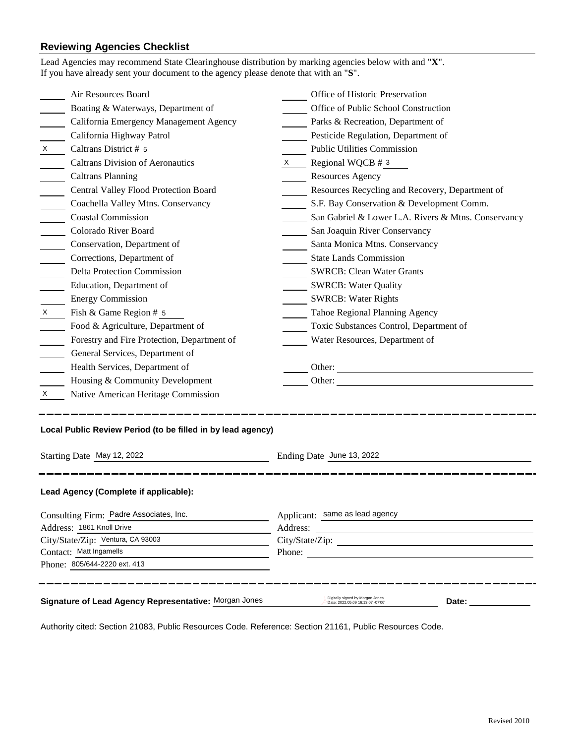## Reviewing Agencies Checklist

Lead Agencies may recommend State Clearinghouse distribution by marking agencies below with and "**X**".
If you have already sent your document to the agency please denote that with an "**S**".

| | | | |
|---|---|---|---|
| | Air Resources Board | | Office of Historic Preservation |
| | Boating & Waterways, Department of | | Office of Public School Construction |
| | California Emergency Management Agency | | Parks & Recreation, Department of |
| | California Highway Patrol | | Pesticide Regulation, Department of |
| X | Caltrans District # 5 | | Public Utilities Commission |
| | Caltrans Division of Aeronautics | X | Regional WQCB # 3 |
| | Caltrans Planning | | Resources Agency |
| | Central Valley Flood Protection Board | | Resources Recycling and Recovery, Department of |
| | Coachella Valley Mtns. Conservancy | | S.F. Bay Conservation & Development Comm. |
| | Coastal Commission | | San Gabriel & Lower L.A. Rivers & Mtns. Conservancy |
| | Colorado River Board | | San Joaquin River Conservancy |
| | Conservation, Department of | | Santa Monica Mtns. Conservancy |
| | Corrections, Department of | | State Lands Commission |
| | Delta Protection Commission | | SWRCB: Clean Water Grants |
| | Education, Department of | | SWRCB: Water Quality |
| | Energy Commission | | SWRCB: Water Rights |
| X | Fish & Game Region # 5 | | Tahoe Regional Planning Agency |
| | Food & Agriculture, Department of | | Toxic Substances Control, Department of |
| | Forestry and Fire Protection, Department of | | Water Resources, Department of |
| | General Services, Department of | | |
| | Health Services, Department of | | Other: |
| | Housing & Community Development | | Other: |
| X | Native American Heritage Commission | | |

---

**Local Public Review Period (to be filled in by lead agency)**

Starting Date May 12, 2022 Ending Date June 13, 2022

---

**Lead Agency (Complete if applicable):**

| | |
|---|---|
| Consulting Firm: Padre Associates, Inc. | Applicant: same as lead agency |
| Address: 1861 Knoll Drive | Address: |
| City/State/Zip: Ventura, CA 93003 | City/State/Zip: |
| Contact: Matt Ingamells | Phone: |
| Phone: 805/644-2220 ext. 413 | |

---

**Signature of Lead Agency Representative:** Morgan Jones Digitally signed by Morgan Jones Date: 2022.05.09 16:13:07 -07'00' **Date:**

Authority cited: Section 21083, Public Resources Code. Reference: Section 21161, Public Resources Code.

Revised 2010